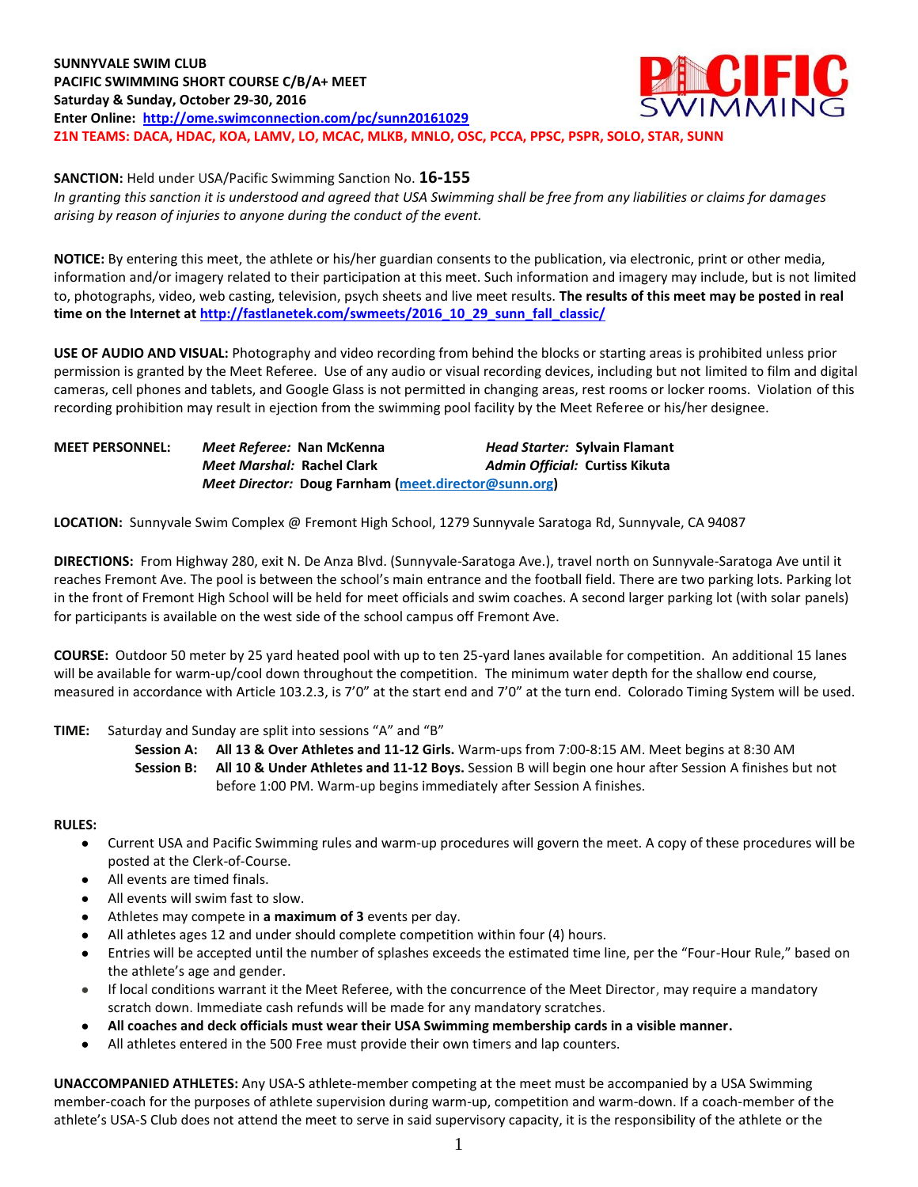**SUNNYVALE SWIM CLUB**
**PACIFIC SWIMMING SHORT COURSE C/B/A+ MEET**
**Saturday & Sunday, October 29-30, 2016**
**Enter Online: [http://ome.swimconnection.com/pc/sunn20161029](http://ome.swimconnection.com/pc/sunn20161029)**
**Z1N TEAMS: DACA, HDAC, KOA, LAMV, LO, MCAC, MLKB, MNLO, OSC, PCCA, PPSC, PSPR, SOLO, STAR, SUNN**

**SANCTION:** Held under USA/Pacific Swimming Sanction No. **16-155**
*In granting this sanction it is understood and agreed that USA Swimming shall be free from any liabilities or claims for damages arising by reason of injuries to anyone during the conduct of the event.*

**NOTICE:** By entering this meet, the athlete or his/her guardian consents to the publication, via electronic, print or other media, information and/or imagery related to their participation at this meet. Such information and imagery may include, but is not limited to, photographs, video, web casting, television, psych sheets and live meet results. **The results of this meet may be posted in real time on the Internet at [http://fastlanetek.com/swmeets/2016_10_29_sunn_fall_classic/](http://fastlanetek.com/swmeets/2016_10_29_sunn_fall_classic/)**

**USE OF AUDIO AND VISUAL:** Photography and video recording from behind the blocks or starting areas is prohibited unless prior permission is granted by the Meet Referee. Use of any audio or visual recording devices, including but not limited to film and digital cameras, cell phones and tablets, and Google Glass is not permitted in changing areas, rest rooms or locker rooms. Violation of this recording prohibition may result in ejection from the swimming pool facility by the Meet Referee or his/her designee.

**MEET PERSONNEL:**
*Meet Referee:* **Nan McKenna**
*Head Starter:* **Sylvain Flamant**
*Meet Marshal:* **Rachel Clark**
*Admin Official:* **Curtiss Kikuta**
*Meet Director:* **Doug Farnham ([meet.director@sunn.org](mailto:meet.director@sunn.org))**

**LOCATION:** Sunnyvale Swim Complex @ Fremont High School, 1279 Sunnyvale Saratoga Rd, Sunnyvale, CA 94087

**DIRECTIONS:** From Highway 280, exit N. De Anza Blvd. (Sunnyvale-Saratoga Ave.), travel north on Sunnyvale-Saratoga Ave until it reaches Fremont Ave. The pool is between the school's main entrance and the football field. There are two parking lots. Parking lot in the front of Fremont High School will be held for meet officials and swim coaches. A second larger parking lot (with solar panels) for participants is available on the west side of the school campus off Fremont Ave.

**COURSE:** Outdoor 50 meter by 25 yard heated pool with up to ten 25-yard lanes available for competition. An additional 15 lanes will be available for warm-up/cool down throughout the competition. The minimum water depth for the shallow end course, measured in accordance with Article 103.2.3, is 7'0" at the start end and 7'0" at the turn end. Colorado Timing System will be used.

**TIME:** Saturday and Sunday are split into sessions "A" and "B"

**Session A:** **All 13 & Over Athletes and 11-12 Girls.** Warm-ups from 7:00-8:15 AM. Meet begins at 8:30 AM

**Session B:** **All 10 & Under Athletes and 11-12 Boys.** Session B will begin one hour after Session A finishes but not before 1:00 PM. Warm-up begins immediately after Session A finishes.

**RULES:**

- Current USA and Pacific Swimming rules and warm-up procedures will govern the meet. A copy of these procedures will be posted at the Clerk-of-Course.
- All events are timed finals.
- All events will swim fast to slow.
- Athletes may compete in **a maximum of 3** events per day.
- All athletes ages 12 and under should complete competition within four (4) hours.
- Entries will be accepted until the number of splashes exceeds the estimated time line, per the "Four-Hour Rule," based on the athlete's age and gender.
- If local conditions warrant it the Meet Referee, with the concurrence of the Meet Director, may require a mandatory scratch down. Immediate cash refunds will be made for any mandatory scratches.
- **All coaches and deck officials must wear their USA Swimming membership cards in a visible manner.**
- All athletes entered in the 500 Free must provide their own timers and lap counters.

**UNACCOMPANIED ATHLETES:** Any USA-S athlete-member competing at the meet must be accompanied by a USA Swimming member-coach for the purposes of athlete supervision during warm-up, competition and warm-down. If a coach-member of the athlete's USA-S Club does not attend the meet to serve in said supervisory capacity, it is the responsibility of the athlete or the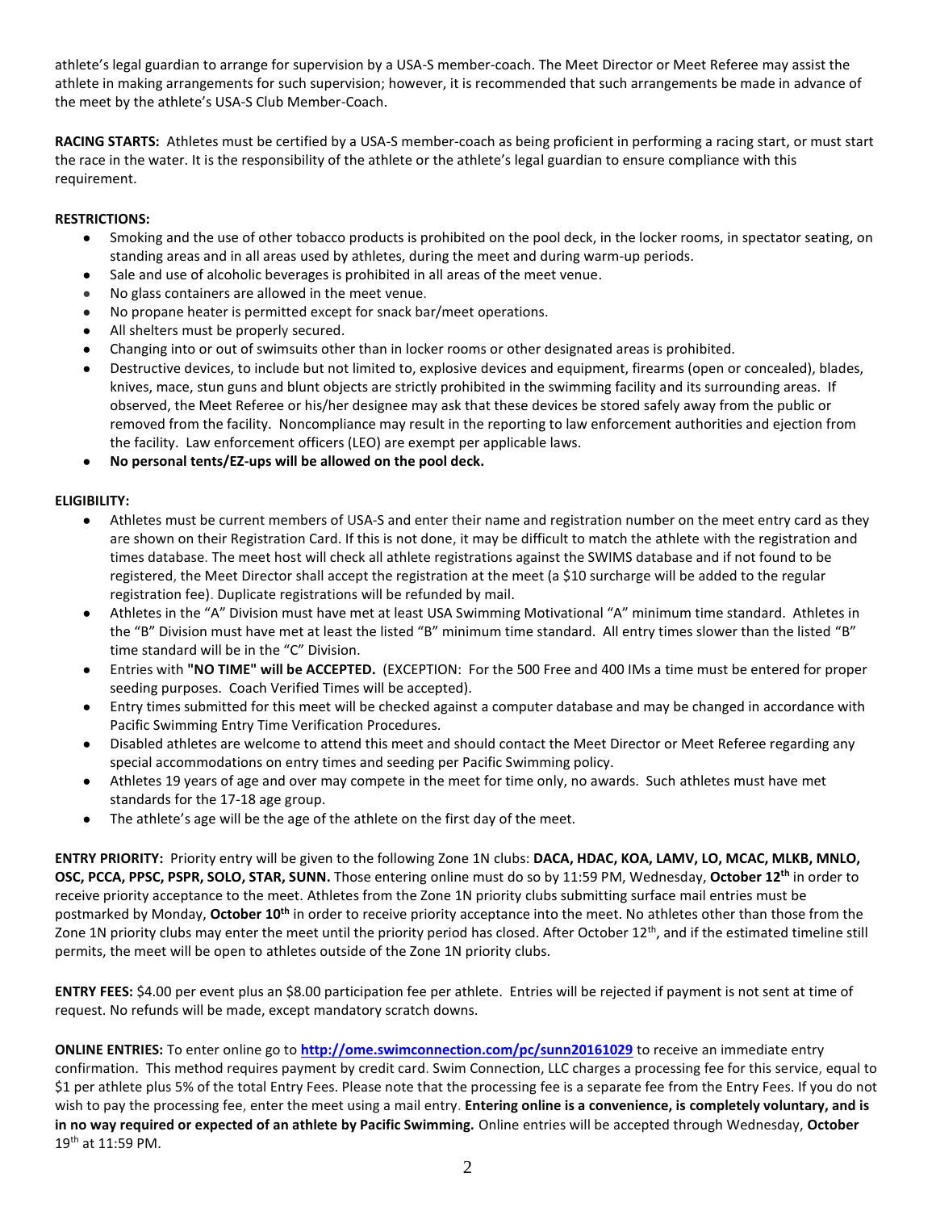athlete's legal guardian to arrange for supervision by a USA-S member-coach. The Meet Director or Meet Referee may assist the athlete in making arrangements for such supervision; however, it is recommended that such arrangements be made in advance of the meet by the athlete's USA-S Club Member-Coach.

**RACING STARTS:** Athletes must be certified by a USA-S member-coach as being proficient in performing a racing start, or must start the race in the water. It is the responsibility of the athlete or the athlete's legal guardian to ensure compliance with this requirement.

**RESTRICTIONS:**

- Smoking and the use of other tobacco products is prohibited on the pool deck, in the locker rooms, in spectator seating, on standing areas and in all areas used by athletes, during the meet and during warm-up periods.
- Sale and use of alcoholic beverages is prohibited in all areas of the meet venue.
- No glass containers are allowed in the meet venue.
- No propane heater is permitted except for snack bar/meet operations.
- All shelters must be properly secured.
- Changing into or out of swimsuits other than in locker rooms or other designated areas is prohibited.
- Destructive devices, to include but not limited to, explosive devices and equipment, firearms (open or concealed), blades, knives, mace, stun guns and blunt objects are strictly prohibited in the swimming facility and its surrounding areas. If observed, the Meet Referee or his/her designee may ask that these devices be stored safely away from the public or removed from the facility. Noncompliance may result in the reporting to law enforcement authorities and ejection from the facility. Law enforcement officers (LEO) are exempt per applicable laws.
- **No personal tents/EZ-ups will be allowed on the pool deck.**

**ELIGIBILITY:**

- Athletes must be current members of USA-S and enter their name and registration number on the meet entry card as they are shown on their Registration Card. If this is not done, it may be difficult to match the athlete with the registration and times database. The meet host will check all athlete registrations against the SWIMS database and if not found to be registered, the Meet Director shall accept the registration at the meet (a $10 surcharge will be added to the regular registration fee). Duplicate registrations will be refunded by mail.
- Athletes in the "A" Division must have met at least USA Swimming Motivational "A" minimum time standard. Athletes in the "B" Division must have met at least the listed "B" minimum time standard. All entry times slower than the listed "B" time standard will be in the "C" Division.
- Entries with **"NO TIME" will be ACCEPTED.** (EXCEPTION: For the 500 Free and 400 IMs a time must be entered for proper seeding purposes. Coach Verified Times will be accepted).
- Entry times submitted for this meet will be checked against a computer database and may be changed in accordance with Pacific Swimming Entry Time Verification Procedures.
- Disabled athletes are welcome to attend this meet and should contact the Meet Director or Meet Referee regarding any special accommodations on entry times and seeding per Pacific Swimming policy.
- Athletes 19 years of age and over may compete in the meet for time only, no awards. Such athletes must have met standards for the 17-18 age group.
- The athlete's age will be the age of the athlete on the first day of the meet.

**ENTRY PRIORITY:** Priority entry will be given to the following Zone 1N clubs: **DACA, HDAC, KOA, LAMV, LO, MCAC, MLKB, MNLO, OSC, PCCA, PPSC, PSPR, SOLO, STAR, SUNN.** Those entering online must do so by 11:59 PM, Wednesday, **October 12th** in order to receive priority acceptance to the meet. Athletes from the Zone 1N priority clubs submitting surface mail entries must be postmarked by Monday, **October 10th** in order to receive priority acceptance into the meet. No athletes other than those from the Zone 1N priority clubs may enter the meet until the priority period has closed. After October 12th, and if the estimated timeline still permits, the meet will be open to athletes outside of the Zone 1N priority clubs.

**ENTRY FEES:** $4.00 per event plus an $8.00 participation fee per athlete. Entries will be rejected if payment is not sent at time of request. No refunds will be made, except mandatory scratch downs.

**ONLINE ENTRIES:** To enter online go to **http://ome.swimconnection.com/pc/sunn20161029** to receive an immediate entry confirmation. This method requires payment by credit card. Swim Connection, LLC charges a processing fee for this service, equal to $1 per athlete plus 5% of the total Entry Fees. Please note that the processing fee is a separate fee from the Entry Fees. If you do not wish to pay the processing fee, enter the meet using a mail entry. **Entering online is a convenience, is completely voluntary, and is in no way required or expected of an athlete by Pacific Swimming.** Online entries will be accepted through Wednesday, **October** 19th at 11:59 PM.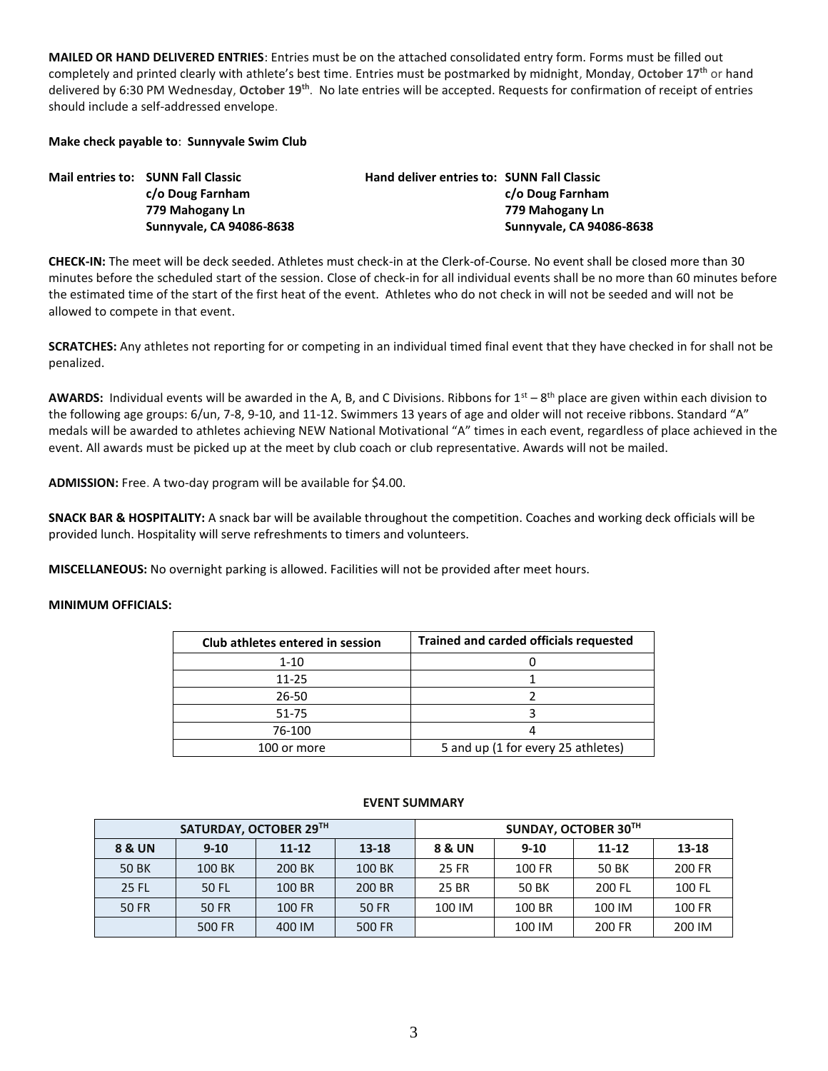**MAILED OR HAND DELIVERED ENTRIES**: Entries must be on the attached consolidated entry form. Forms must be filled out completely and printed clearly with athlete's best time. Entries must be postmarked by midnight, Monday, **October 17th** or hand delivered by 6:30 PM Wednesday, **October 19th**. No late entries will be accepted. Requests for confirmation of receipt of entries should include a self-addressed envelope.

**Make check payable to**: **Sunnyvale Swim Club**

**Mail entries to:** **SUNN Fall Classic**
**c/o Doug Farnham**
**779 Mahogany Ln**
**Sunnyvale, CA 94086-8638**

**Hand deliver entries to:** **SUNN Fall Classic**
**c/o Doug Farnham**
**779 Mahogany Ln**
**Sunnyvale, CA 94086-8638**

**CHECK-IN:** The meet will be deck seeded. Athletes must check-in at the Clerk-of-Course. No event shall be closed more than 30 minutes before the scheduled start of the session. Close of check-in for all individual events shall be no more than 60 minutes before the estimated time of the start of the first heat of the event. Athletes who do not check in will not be seeded and will not be allowed to compete in that event.

**SCRATCHES:** Any athletes not reporting for or competing in an individual timed final event that they have checked in for shall not be penalized.

**AWARDS:** Individual events will be awarded in the A, B, and C Divisions. Ribbons for 1st – 8th place are given within each division to the following age groups: 6/un, 7-8, 9-10, and 11-12. Swimmers 13 years of age and older will not receive ribbons. Standard "A" medals will be awarded to athletes achieving NEW National Motivational "A" times in each event, regardless of place achieved in the event. All awards must be picked up at the meet by club coach or club representative. Awards will not be mailed.

**ADMISSION:** Free. A two-day program will be available for $4.00.

**SNACK BAR & HOSPITALITY:** A snack bar will be available throughout the competition. Coaches and working deck officials will be provided lunch. Hospitality will serve refreshments to timers and volunteers.

**MISCELLANEOUS:** No overnight parking is allowed. Facilities will not be provided after meet hours.

**MINIMUM OFFICIALS:**

| Club athletes entered in session | Trained and carded officials requested |
|---|---|
| 1-10 | 0 |
| 11-25 | 1 |
| 26-50 | 2 |
| 51-75 | 3 |
| 76-100 | 4 |
| 100 or more | 5 and up (1 for every 25 athletes) |

**EVENT SUMMARY**

| SATURDAY, OCTOBER 29TH | | | | SUNDAY, OCTOBER 30TH | | | |
|---|---|---|---|---|---|---|---|
| 8 & UN | 9-10 | 11-12 | 13-18 | 8 & UN | 9-10 | 11-12 | 13-18 |
| 50 BK | 100 BK | 200 BK | 100 BK | 25 FR | 100 FR | 50 BK | 200 FR |
| 25 FL | 50 FL | 100 BR | 200 BR | 25 BR | 50 BK | 200 FL | 100 FL |
| 50 FR | 50 FR | 100 FR | 50 FR | 100 IM | 100 BR | 100 IM | 100 FR |
| | 500 FR | 400 IM | 500 FR | | 100 IM | 200 FR | 200 IM |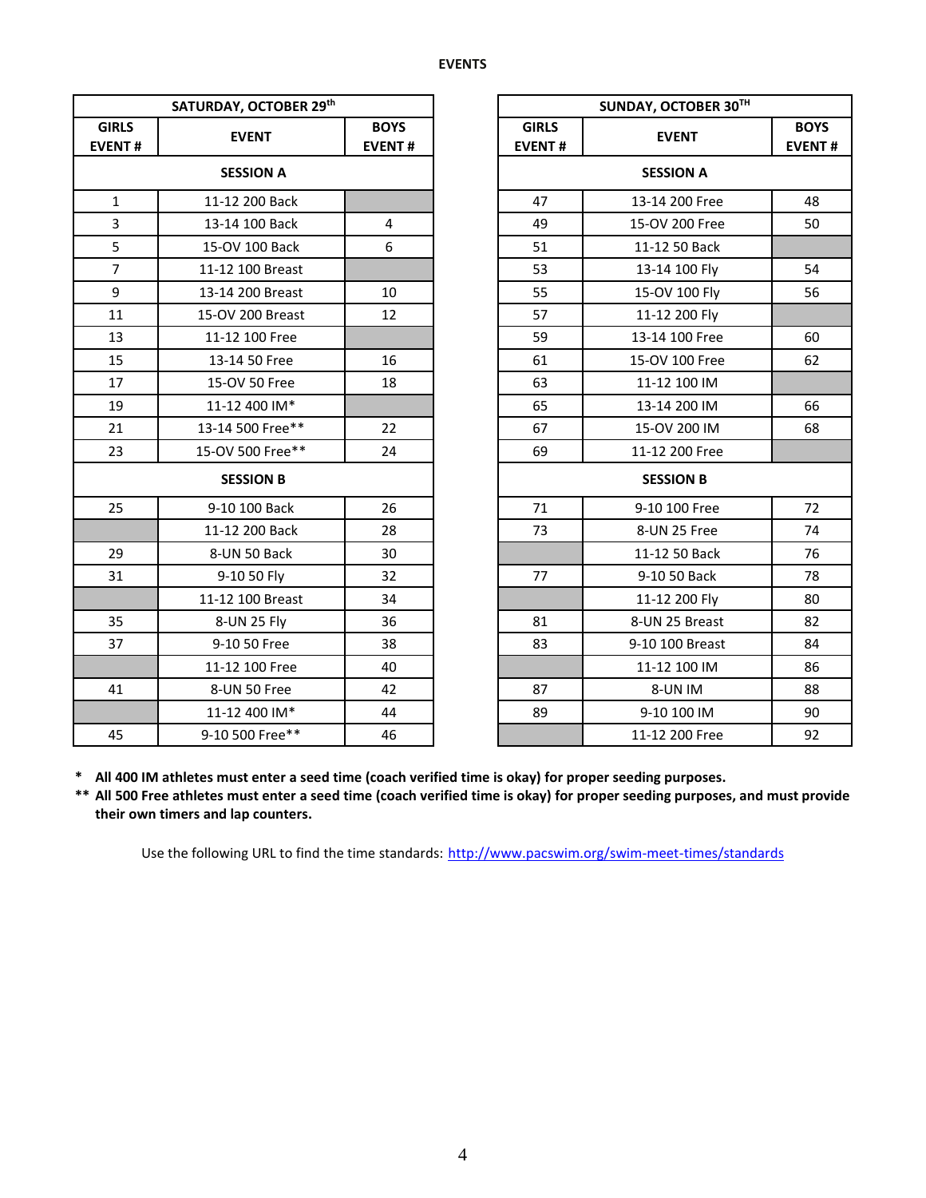# EVENTS

| SATURDAY, OCTOBER 29th | | |
|---|---|---|
| **GIRLS EVENT #** | **EVENT** | **BOYS EVENT #** |
| **SESSION A** | | |
| 1 | 11-12 200 Back | |
| 3 | 13-14 100 Back | 4 |
| 5 | 15-OV 100 Back | 6 |
| 7 | 11-12 100 Breast | |
| 9 | 13-14 200 Breast | 10 |
| 11 | 15-OV 200 Breast | 12 |
| 13 | 11-12 100 Free | |
| 15 | 13-14 50 Free | 16 |
| 17 | 15-OV 50 Free | 18 |
| 19 | 11-12 400 IM* | |
| 21 | 13-14 500 Free** | 22 |
| 23 | 15-OV 500 Free** | 24 |
| **SESSION B** | | |
| 25 | 9-10 100 Back | 26 |
| | 11-12 200 Back | 28 |
| 29 | 8-UN 50 Back | 30 |
| 31 | 9-10 50 Fly | 32 |
| | 11-12 100 Breast | 34 |
| 35 | 8-UN 25 Fly | 36 |
| 37 | 9-10 50 Free | 38 |
| | 11-12 100 Free | 40 |
| 41 | 8-UN 50 Free | 42 |
| | 11-12 400 IM* | 44 |
| 45 | 9-10 500 Free** | 46 |

| SUNDAY, OCTOBER 30TH | | |
|---|---|---|
| **GIRLS EVENT #** | **EVENT** | **BOYS EVENT #** |
| **SESSION A** | | |
| 47 | 13-14 200 Free | 48 |
| 49 | 15-OV 200 Free | 50 |
| 51 | 11-12 50 Back | |
| 53 | 13-14 100 Fly | 54 |
| 55 | 15-OV 100 Fly | 56 |
| 57 | 11-12 200 Fly | |
| 59 | 13-14 100 Free | 60 |
| 61 | 15-OV 100 Free | 62 |
| 63 | 11-12 100 IM | |
| 65 | 13-14 200 IM | 66 |
| 67 | 15-OV 200 IM | 68 |
| 69 | 11-12 200 Free | |
| **SESSION B** | | |
| 71 | 9-10 100 Free | 72 |
| 73 | 8-UN 25 Free | 74 |
| | 11-12 50 Back | 76 |
| 77 | 9-10 50 Back | 78 |
| | 11-12 200 Fly | 80 |
| 81 | 8-UN 25 Breast | 82 |
| 83 | 9-10 100 Breast | 84 |
| | 11-12 100 IM | 86 |
| 87 | 8-UN IM | 88 |
| 89 | 9-10 100 IM | 90 |
| | 11-12 200 Free | 92 |

\* **All 400 IM athletes must enter a seed time (coach verified time is okay) for proper seeding purposes.**

\** **All 500 Free athletes must enter a seed time (coach verified time is okay) for proper seeding purposes, and must provide their own timers and lap counters.**

Use the following URL to find the time standards: http://www.pacswim.org/swim-meet-times/standards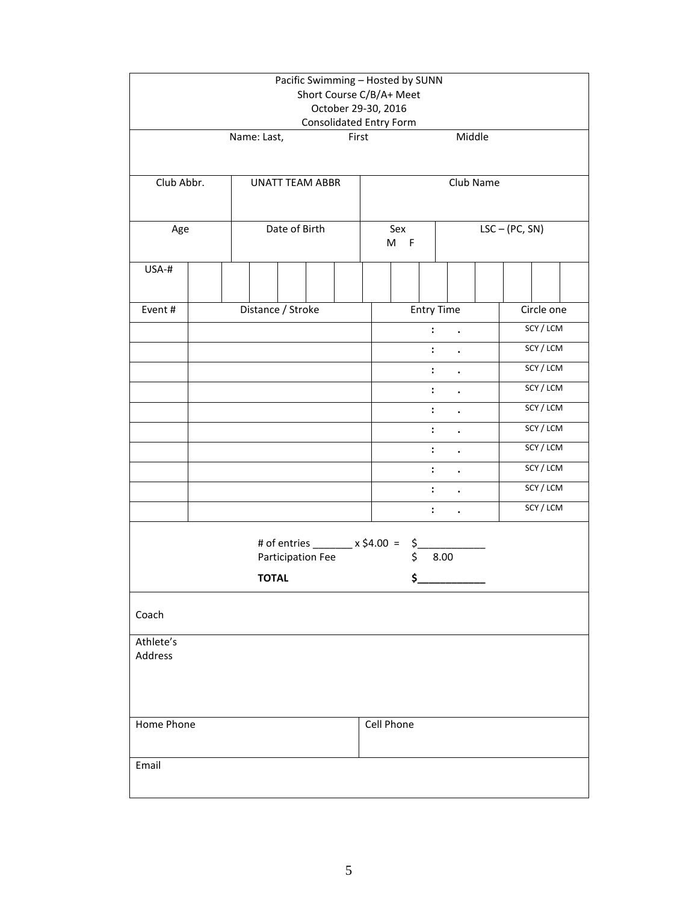Pacific Swimming – Hosted by SUNN
Short Course C/B/A+ Meet
October 29-30, 2016
Consolidated Entry Form

| Name: Last, | First | Middle |
|---|---|---|
| | | |

| Club Abbr. | UNATT TEAM ABBR | Club Name |
|---|---|---|
| | | |

| Age | Date of Birth | Sex M F | LSC – (PC, SN) |
|---|---|---|---|
| | | | |

| USA-# | | | | | | | | | | | | | | |
|---|---|---|---|---|---|---|---|---|---|---|---|---|---|---|
| | | | | | | | | | | | | | | |

| Event # | Distance / Stroke | Entry Time | Circle one |
|---|---|---|---|
| | | : . | SCY / LCM |
| | | : . | SCY / LCM |
| | | : . | SCY / LCM |
| | | : . | SCY / LCM |
| | | : . | SCY / LCM |
| | | : . | SCY / LCM |
| | | : . | SCY / LCM |
| | | : . | SCY / LCM |
| | | : . | SCY / LCM |
| | | : . | SCY / LCM |

# of entries _______ x $4.00 = $____________
Participation Fee $ 8.00

**TOTAL** **$____________**

Coach

Athlete's Address

| Home Phone | Cell Phone |
|---|---|
| | |

Email